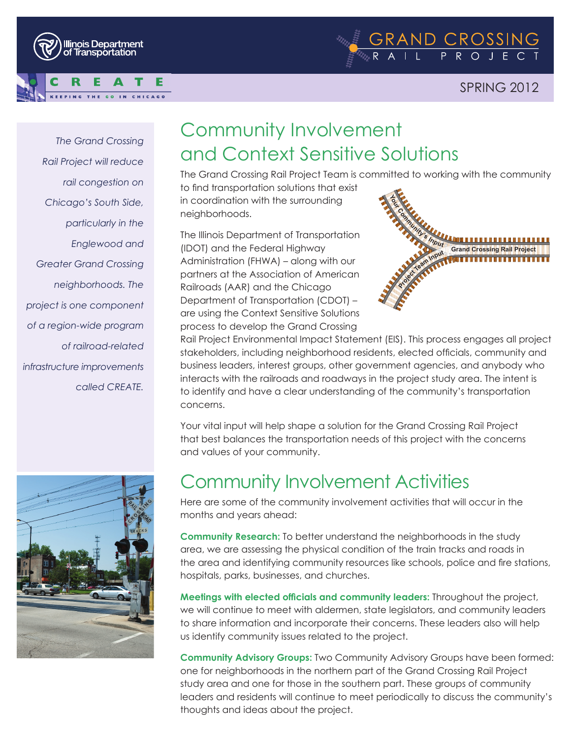Illinois Department of Transportation

CREATE — KEEPING THE GO IN CHICAGO

GRAND CROSSING RAIL PROJECT

SPRING 2012

*The Grand Crossing Rail Project will reduce rail congestion on Chicago's South Side, particularly in the Englewood and Greater Grand Crossing neighborhoods. The project is one component of a region-wide program of railroad-related infrastructure improvements called CREATE.*

# Community Involvement and Context Sensitive Solutions

The Grand Crossing Rail Project Team is committed to working with the community to find transportation solutions that exist in coordination with the surrounding neighborhoods.

The Illinois Department of Transportation (IDOT) and the Federal Highway Administration (FHWA) – along with our partners at the Association of American Railroads (AAR) and the Chicago Department of Transportation (CDOT) – are using the Context Sensitive Solutions process to develop the Grand Crossing Rail Project Environmental Impact Statement (EIS). This process engages all project stakeholders, including neighborhood residents, elected officials, community and business leaders, interest groups, other government agencies, and anybody who interacts with the railroads and roadways in the project study area. The intent is to identify and have a clear understanding of the community's transportation concerns.

Your Community's Input — Project Team Input — Grand Crossing Rail Project

Your vital input will help shape a solution for the Grand Crossing Rail Project that best balances the transportation needs of this project with the concerns and values of your community.

# Community Involvement Activities

Here are some of the community involvement activities that will occur in the months and years ahead:

**Community Research:** To better understand the neighborhoods in the study area, we are assessing the physical condition of the train tracks and roads in the area and identifying community resources like schools, police and fire stations, hospitals, parks, businesses, and churches.

**Meetings with elected officials and community leaders:** Throughout the project, we will continue to meet with aldermen, state legislators, and community leaders to share information and incorporate their concerns. These leaders also will help us identify community issues related to the project.

**Community Advisory Groups:** Two Community Advisory Groups have been formed: one for neighborhoods in the northern part of the Grand Crossing Rail Project study area and one for those in the southern part. These groups of community leaders and residents will continue to meet periodically to discuss the community's thoughts and ideas about the project.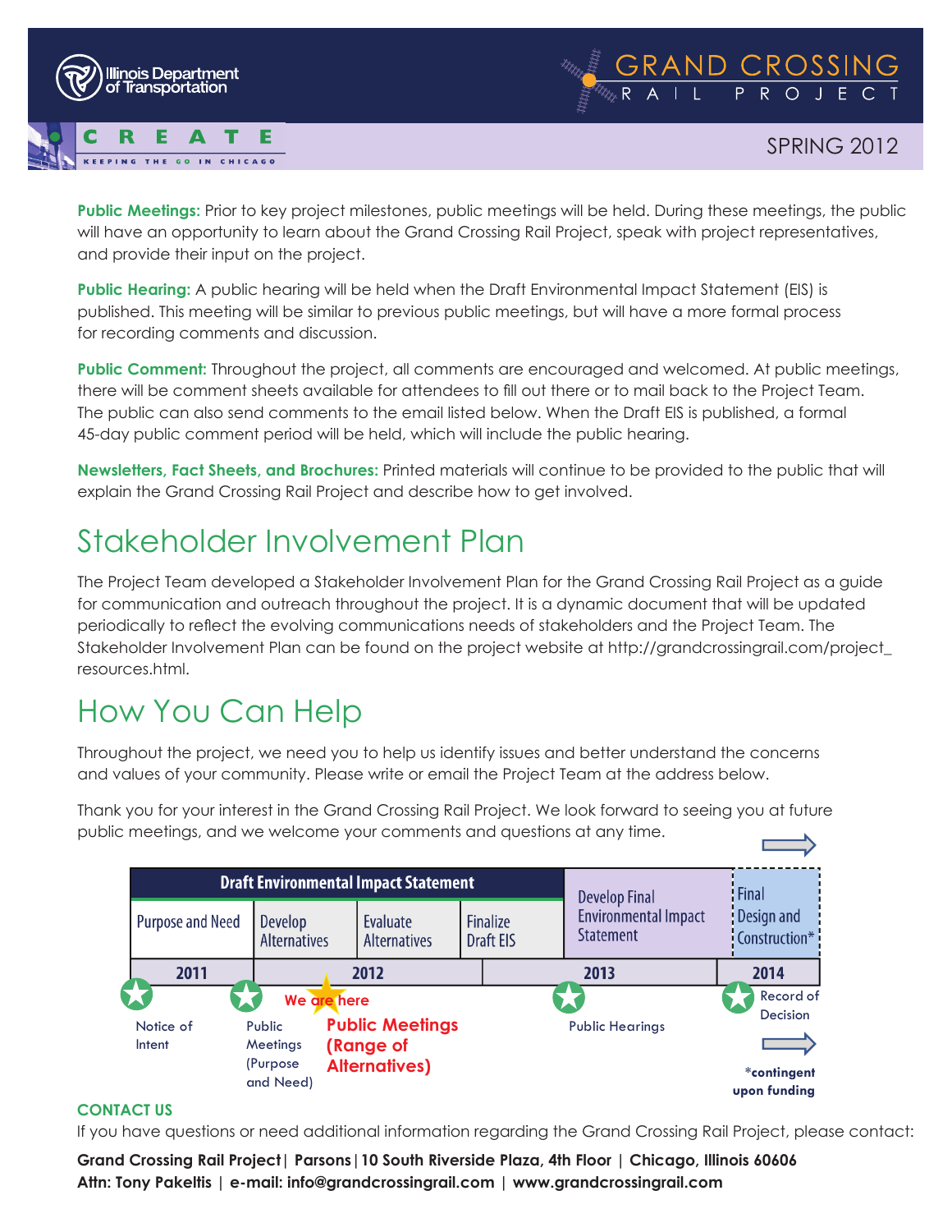**Public Meetings:** Prior to key project milestones, public meetings will be held. During these meetings, the public will have an opportunity to learn about the Grand Crossing Rail Project, speak with project representatives, and provide their input on the project.

**Public Hearing:** A public hearing will be held when the Draft Environmental Impact Statement (EIS) is published. This meeting will be similar to previous public meetings, but will have a more formal process for recording comments and discussion.

**Public Comment:** Throughout the project, all comments are encouraged and welcomed. At public meetings, there will be comment sheets available for attendees to fill out there or to mail back to the Project Team. The public can also send comments to the email listed below. When the Draft EIS is published, a formal 45-day public comment period will be held, which will include the public hearing.

**Newsletters, Fact Sheets, and Brochures:** Printed materials will continue to be provided to the public that will explain the Grand Crossing Rail Project and describe how to get involved.

# Stakeholder Involvement Plan

The Project Team developed a Stakeholder Involvement Plan for the Grand Crossing Rail Project as a guide for communication and outreach throughout the project. It is a dynamic document that will be updated periodically to reflect the evolving communications needs of stakeholders and the Project Team. The Stakeholder Involvement Plan can be found on the project website at http://grandcrossingrail.com/project_resources.html.

# How You Can Help

Throughout the project, we need you to help us identify issues and better understand the concerns and values of your community. Please write or email the Project Team at the address below.

Thank you for your interest in the Grand Crossing Rail Project. We look forward to seeing you at future public meetings, and we welcome your comments and questions at any time.

Draft Environmental Impact Statement

Purpose and Need

Develop Alternatives

Evaluate Alternatives

Finalize Draft EIS

Develop Final Environmental Impact Statement

Final Design and Construction*

2011

2012

2013

2014

Notice of Intent

Public Meetings (Purpose and Need)

We are here

Public Meetings (Range of Alternatives)

Public Hearings

Record of Decision

*contingent upon funding

**CONTACT US**

If you have questions or need additional information regarding the Grand Crossing Rail Project, please contact:

**Grand Crossing Rail Project | Parsons | 10 South Riverside Plaza, 4th Floor | Chicago, Illinois 60606**
**Attn: Tony Pakeltis | e-mail: info@grandcrossingrail.com | www.grandcrossingrail.com**